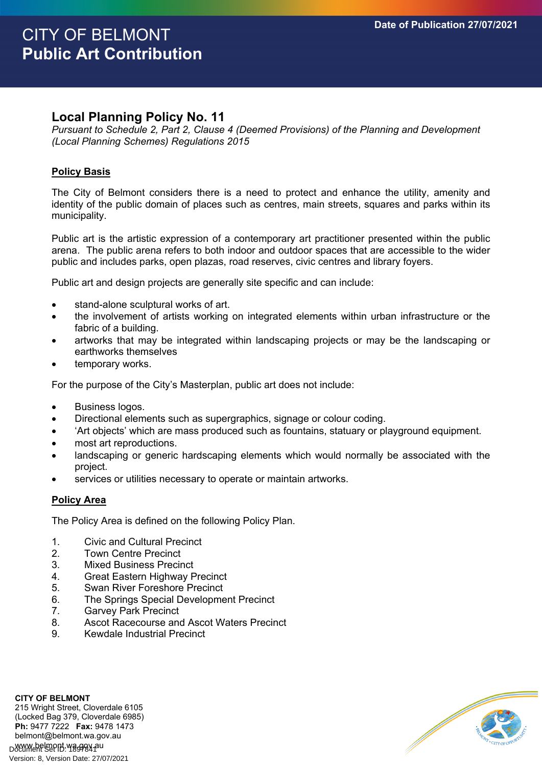# CITY OF BELMONT
# Public Art Contribution

Date of Publication 27/07/2021

## Local Planning Policy No. 11

*Pursuant to Schedule 2, Part 2, Clause 4 (Deemed Provisions) of the Planning and Development (Local Planning Schemes) Regulations 2015*

### Policy Basis

The City of Belmont considers there is a need to protect and enhance the utility, amenity and identity of the public domain of places such as centres, main streets, squares and parks within its municipality.

Public art is the artistic expression of a contemporary art practitioner presented within the public arena. The public arena refers to both indoor and outdoor spaces that are accessible to the wider public and includes parks, open plazas, road reserves, civic centres and library foyers.

Public art and design projects are generally site specific and can include:

- stand-alone sculptural works of art.
- the involvement of artists working on integrated elements within urban infrastructure or the fabric of a building.
- artworks that may be integrated within landscaping projects or may be the landscaping or earthworks themselves
- temporary works.

For the purpose of the City's Masterplan, public art does not include:

- Business logos.
- Directional elements such as supergraphics, signage or colour coding.
- 'Art objects' which are mass produced such as fountains, statuary or playground equipment.
- most art reproductions.
- landscaping or generic hardscaping elements which would normally be associated with the project.
- services or utilities necessary to operate or maintain artworks.

### Policy Area

The Policy Area is defined on the following Policy Plan.

1. Civic and Cultural Precinct
2. Town Centre Precinct
3. Mixed Business Precinct
4. Great Eastern Highway Precinct
5. Swan River Foreshore Precinct
6. The Springs Special Development Precinct
7. Garvey Park Precinct
8. Ascot Racecourse and Ascot Waters Precinct
9. Kewdale Industrial Precinct

**CITY OF BELMONT**
215 Wright Street, Cloverdale 6105
(Locked Bag 379, Cloverdale 6985)
**Ph:** 9477 7222 **Fax:** 9478 1473
belmont@belmont.wa.gov.au
www.belmont.wa.gov.au

Document Set ID: 1897841
Version: 8, Version Date: 27/07/2021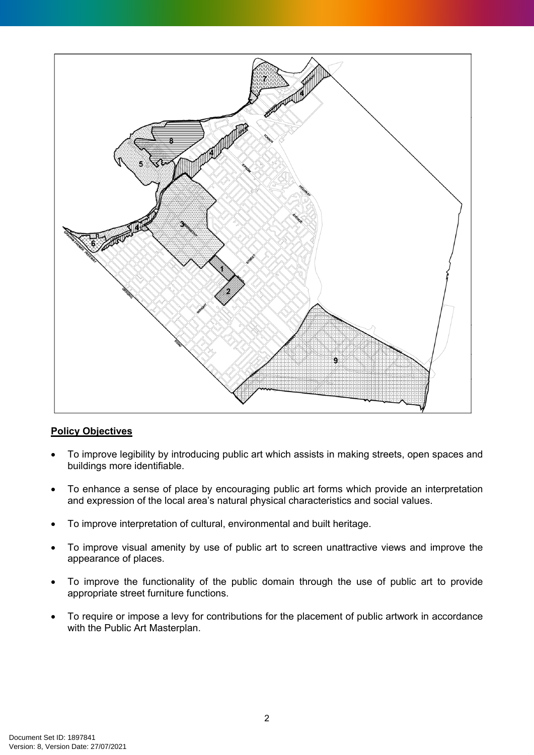**Policy Objectives**

- To improve legibility by introducing public art which assists in making streets, open spaces and buildings more identifiable.
- To enhance a sense of place by encouraging public art forms which provide an interpretation and expression of the local area's natural physical characteristics and social values.
- To improve interpretation of cultural, environmental and built heritage.
- To improve visual amenity by use of public art to screen unattractive views and improve the appearance of places.
- To improve the functionality of the public domain through the use of public art to provide appropriate street furniture functions.
- To require or impose a levy for contributions for the placement of public artwork in accordance with the Public Art Masterplan.

Document Set ID: 1897841
Version: 8, Version Date: 27/07/2021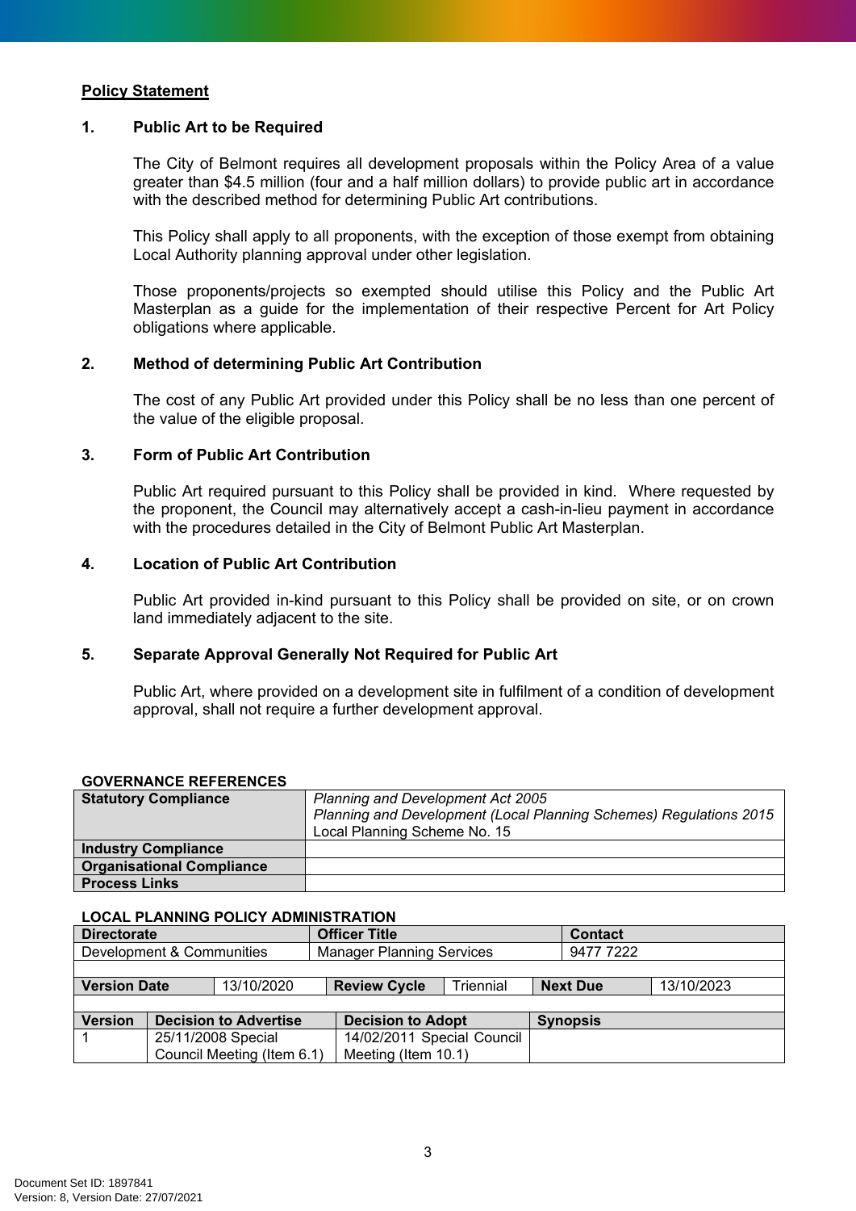**Policy Statement**

**1. Public Art to be Required**

The City of Belmont requires all development proposals within the Policy Area of a value greater than $4.5 million (four and a half million dollars) to provide public art in accordance with the described method for determining Public Art contributions.

This Policy shall apply to all proponents, with the exception of those exempt from obtaining Local Authority planning approval under other legislation.

Those proponents/projects so exempted should utilise this Policy and the Public Art Masterplan as a guide for the implementation of their respective Percent for Art Policy obligations where applicable.

**2. Method of determining Public Art Contribution**

The cost of any Public Art provided under this Policy shall be no less than one percent of the value of the eligible proposal.

**3. Form of Public Art Contribution**

Public Art required pursuant to this Policy shall be provided in kind. Where requested by the proponent, the Council may alternatively accept a cash-in-lieu payment in accordance with the procedures detailed in the City of Belmont Public Art Masterplan.

**4. Location of Public Art Contribution**

Public Art provided in-kind pursuant to this Policy shall be provided on site, or on crown land immediately adjacent to the site.

**5. Separate Approval Generally Not Required for Public Art**

Public Art, where provided on a development site in fulfilment of a condition of development approval, shall not require a further development approval.

**GOVERNANCE REFERENCES**

| | |
|---|---|
| **Statutory Compliance** | *Planning and Development Act 2005*<br>*Planning and Development (Local Planning Schemes) Regulations 2015*<br>Local Planning Scheme No. 15 |
| **Industry Compliance** | |
| **Organisational Compliance** | |
| **Process Links** | |

**LOCAL PLANNING POLICY ADMINISTRATION**

| **Directorate** | **Officer Title** | **Contact** |
|---|---|---|
| Development & Communities | Manager Planning Services | 9477 7222 |

| **Version Date** | 13/10/2020 | **Review Cycle** | Triennial | **Next Due** | 13/10/2023 |
|---|---|---|---|---|---|

| **Version** | **Decision to Advertise** | **Decision to Adopt** | **Synopsis** |
|---|---|---|---|
| 1 | 25/11/2008 Special Council Meeting (Item 6.1) | 14/02/2011 Special Council Meeting (Item 10.1) | |

Document Set ID: 1897841
Version: 8, Version Date: 27/07/2021